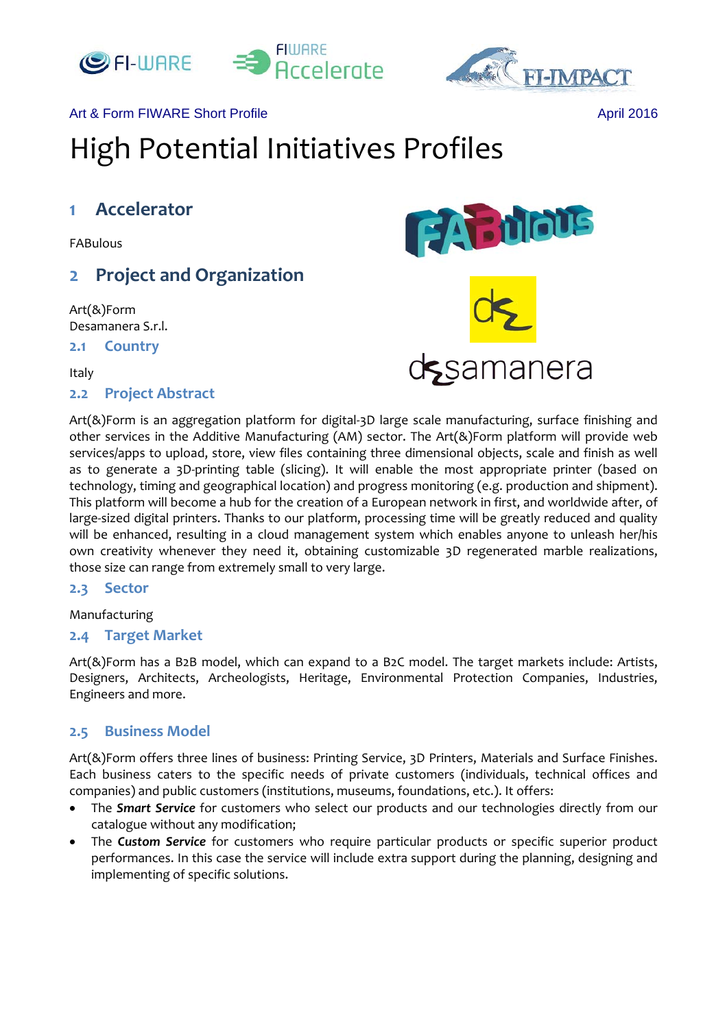Art & Form FIWARE Short Profile

April 2016

# High Potential Initiatives Profiles

## 1 Accelerator

FABulous

## 2 Project and Organization

Art(&)Form
Desamanera S.r.l.

### 2.1 Country

Italy

### 2.2 Project Abstract

Art(&)Form is an aggregation platform for digital-3D large scale manufacturing, surface finishing and other services in the Additive Manufacturing (AM) sector. The Art(&)Form platform will provide web services/apps to upload, store, view files containing three dimensional objects, scale and finish as well as to generate a 3D-printing table (slicing). It will enable the most appropriate printer (based on technology, timing and geographical location) and progress monitoring (e.g. production and shipment). This platform will become a hub for the creation of a European network in first, and worldwide after, of large-sized digital printers. Thanks to our platform, processing time will be greatly reduced and quality will be enhanced, resulting in a cloud management system which enables anyone to unleash her/his own creativity whenever they need it, obtaining customizable 3D regenerated marble realizations, those size can range from extremely small to very large.

### 2.3 Sector

Manufacturing

### 2.4 Target Market

Art(&)Form has a B2B model, which can expand to a B2C model. The target markets include: Artists, Designers, Architects, Archeologists, Heritage, Environmental Protection Companies, Industries, Engineers and more.

### 2.5 Business Model

Art(&)Form offers three lines of business: Printing Service, 3D Printers, Materials and Surface Finishes. Each business caters to the specific needs of private customers (individuals, technical offices and companies) and public customers (institutions, museums, foundations, etc.). It offers:

- The ***Smart Service*** for customers who select our products and our technologies directly from our catalogue without any modification;
- The ***Custom Service*** for customers who require particular products or specific superior product performances. In this case the service will include extra support during the planning, designing and implementing of specific solutions.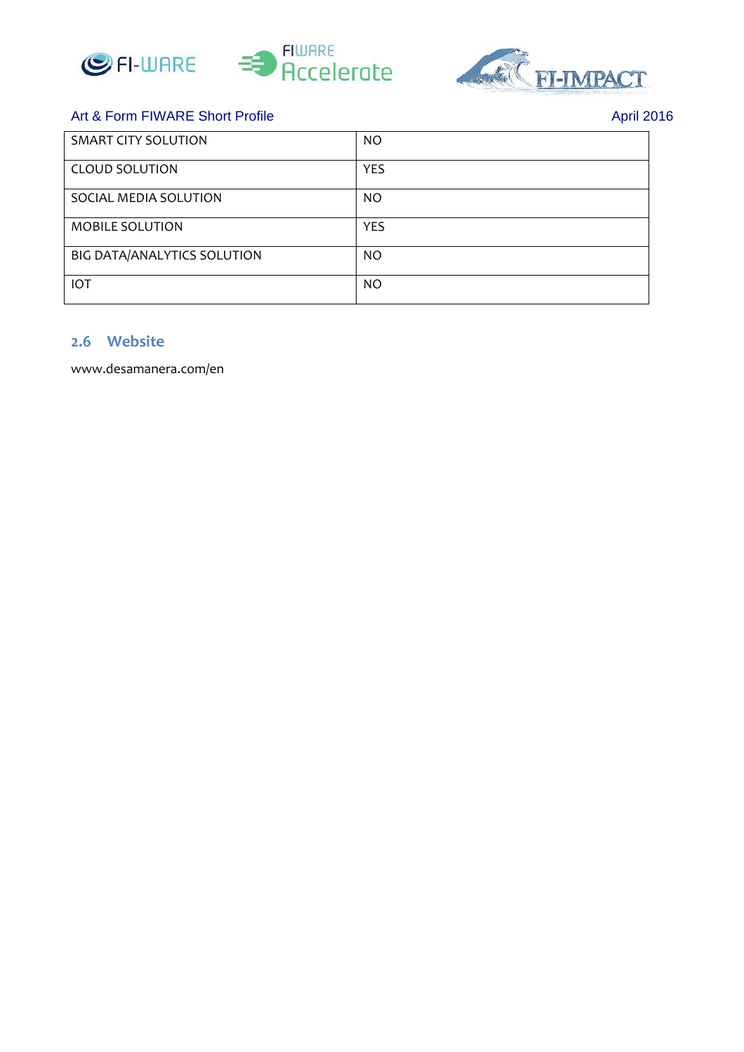| | |
|---|---|
| SMART CITY SOLUTION | NO |
| CLOUD SOLUTION | YES |
| SOCIAL MEDIA SOLUTION | NO |
| MOBILE SOLUTION | YES |
| BIG DATA/ANALYTICS SOLUTION | NO |
| IOT | NO |

## 2.6 Website

www.desamanera.com/en